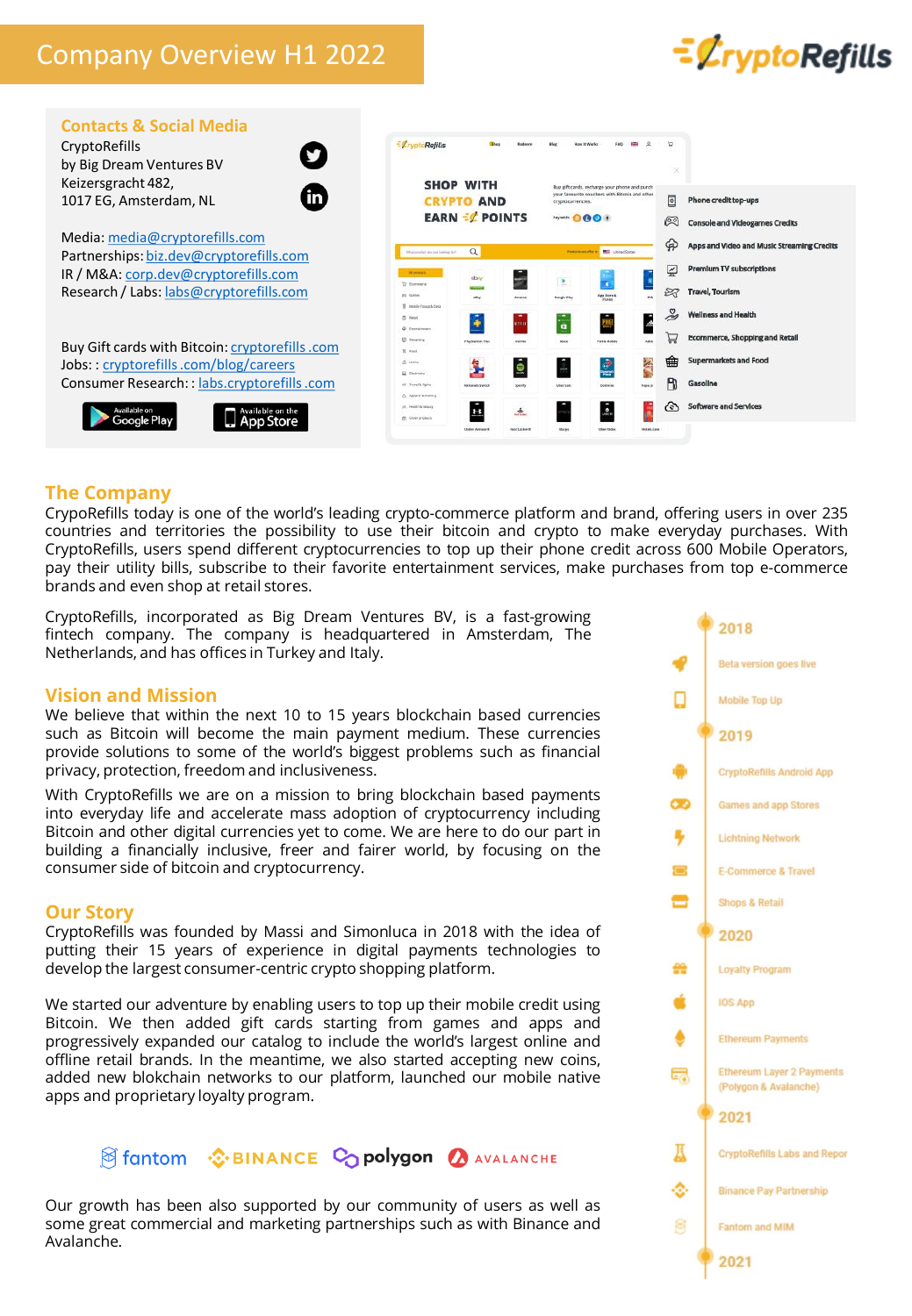# Company Overview H1 2022

## Contacts & Social Media

CryptoRefills
by Big Dream Ventures BV
Keizersgracht 482,
1017 EG, Amsterdam, NL

Media: media@cryptorefills.com
Partnerships: biz.dev@cryptorefills.com
IR / M&A: corp.dev@cryptorefills.com
Research / Labs: labs@cryptorefills.com

Buy Gift cards with Bitcoin: cryptorefills .com
Jobs: : cryptorefills .com/blog/careers
Consumer Research: : labs.cryptorefills .com

- Phone credit top-ups
- Console and Videogames Credits
- Apps and Video and Music Streaming Credits
- Premium TV subscriptions
- Travel, Tourism
- Wellness and Health
- Ecommerce, Shopping and Retail
- Supermarkets and Food
- Gasoline
- Software and Services

## The Company

CrypoRefills today is one of the world's leading crypto-commerce platform and brand, offering users in over 235 countries and territories the possibility to use their bitcoin and crypto to make everyday purchases. With CryptoRefills, users spend different cryptocurrencies to top up their phone credit across 600 Mobile Operators, pay their utility bills, subscribe to their favorite entertainment services, make purchases from top e-commerce brands and even shop at retail stores.

CryptoRefills, incorporated as Big Dream Ventures BV, is a fast-growing fintech company. The company is headquartered in Amsterdam, The Netherlands, and has offices in Turkey and Italy.

## Vision and Mission

We believe that within the next 10 to 15 years blockchain based currencies such as Bitcoin will become the main payment medium. These currencies provide solutions to some of the world's biggest problems such as financial privacy, protection, freedom and inclusiveness.

With CryptoRefills we are on a mission to bring blockchain based payments into everyday life and accelerate mass adoption of cryptocurrency including Bitcoin and other digital currencies yet to come. We are here to do our part in building a financially inclusive, freer and fairer world, by focusing on the consumer side of bitcoin and cryptocurrency.

## Our Story

CryptoRefills was founded by Massi and Simonluca in 2018 with the idea of putting their 15 years of experience in digital payments technologies to develop the largest consumer-centric crypto shopping platform.

We started our adventure by enabling users to top up their mobile credit using Bitcoin. We then added gift cards starting from games and apps and progressively expanded our catalog to include the world's largest online and offline retail brands. In the meantime, we also started accepting new coins, added new blokchain networks to our platform, launched our mobile native apps and proprietary loyalty program.

fantom · BINANCE · polygon · AVALANCHE

Our growth has been also supported by our community of users as well as some great commercial and marketing partnerships such as with Binance and Avalanche.

**2018**
- Beta version goes live
- Mobile Top Up

**2019**
- CryptoRefills Android App
- Games and app Stores
- Lightning Network
- E-Commerce & Travel
- Shops & Retail

**2020**
- Loyalty Program
- IOS App
- Ethereum Payments
- Ethereum Layer 2 Payments (Polygon & Avalanche)

**2021**
- CryptoRefills Labs and Repor
- Binance Pay Partnership
- Fantom and MIM

**2021**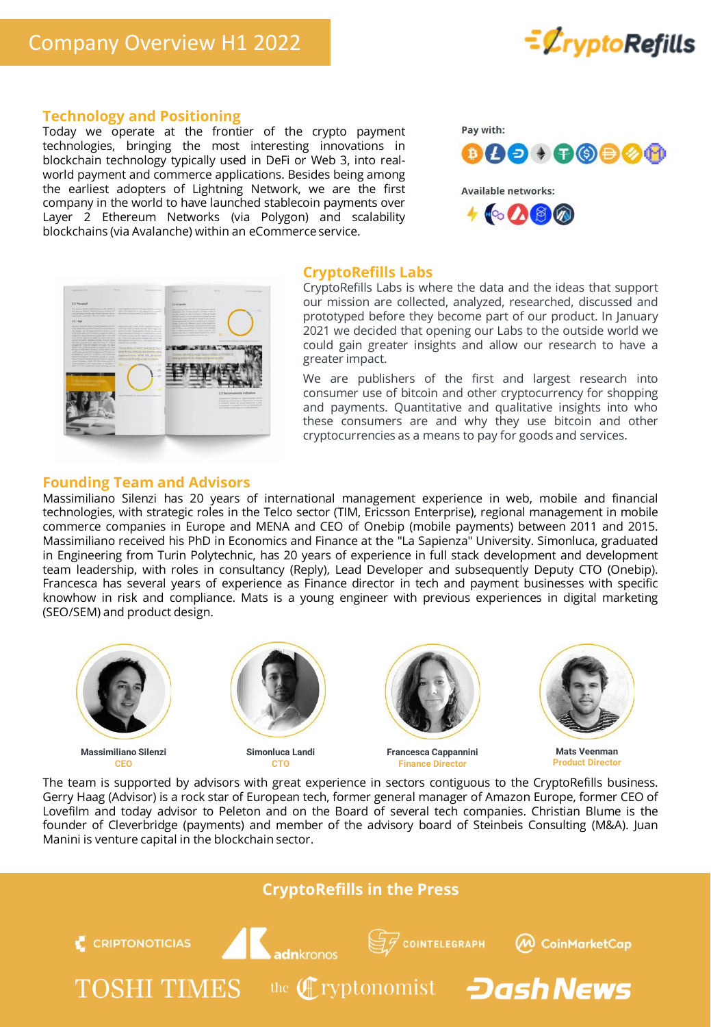# Company Overview H1 2022

## Technology and Positioning

Today we operate at the frontier of the crypto payment technologies, bringing the most interesting innovations in blockchain technology typically used in DeFi or Web 3, into real-world payment and commerce applications. Besides being among the earliest adopters of Lightning Network, we are the first company in the world to have launched stablecoin payments over Layer 2 Ethereum Networks (via Polygon) and scalability blockchains (via Avalanche) within an eCommerce service.

Pay with:

Available networks:

## CryptoRefills Labs

CryptoRefills Labs is where the data and the ideas that support our mission are collected, analyzed, researched, discussed and prototyped before they become part of our product. In January 2021 we decided that opening our Labs to the outside world we could gain greater insights and allow our research to have a greater impact.

We are publishers of the first and largest research into consumer use of bitcoin and other cryptocurrency for shopping and payments. Quantitative and qualitative insights into who these consumers are and why they use bitcoin and other cryptocurrencies as a means to pay for goods and services.

## Founding Team and Advisors

Massimiliano Silenzi has 20 years of international management experience in web, mobile and financial technologies, with strategic roles in the Telco sector (TIM, Ericsson Enterprise), regional management in mobile commerce companies in Europe and MENA and CEO of Onebip (mobile payments) between 2011 and 2015. Massimiliano received his PhD in Economics and Finance at the "La Sapienza" University. Simonluca, graduated in Engineering from Turin Polytechnic, has 20 years of experience in full stack development and development team leadership, with roles in consultancy (Reply), Lead Developer and subsequently Deputy CTO (Onebip). Francesca has several years of experience as Finance director in tech and payment businesses with specific knowhow in risk and compliance. Mats is a young engineer with previous experiences in digital marketing (SEO/SEM) and product design.

**Massimiliano Silenzi**
CEO

**Simonluca Landi**
CTO

**Francesca Cappannini**
Finance Director

**Mats Veenman**
Product Director

The team is supported by advisors with great experience in sectors contiguous to the CryptoRefills business. Gerry Haag (Advisor) is a rock star of European tech, former general manager of Amazon Europe, former CEO of Lovefilm and today advisor to Peleton and on the Board of several tech companies. Christian Blume is the founder of Cleverbridge (payments) and member of the advisory board of Steinbeis Consulting (M&A). Juan Manini is venture capital in the blockchain sector.

## CryptoRefills in the Press

CRIPTONOTICIAS · adnkronos · COINTELEGRAPH · CoinMarketCap · TOSHI TIMES · the Cryptonomist · DashNews